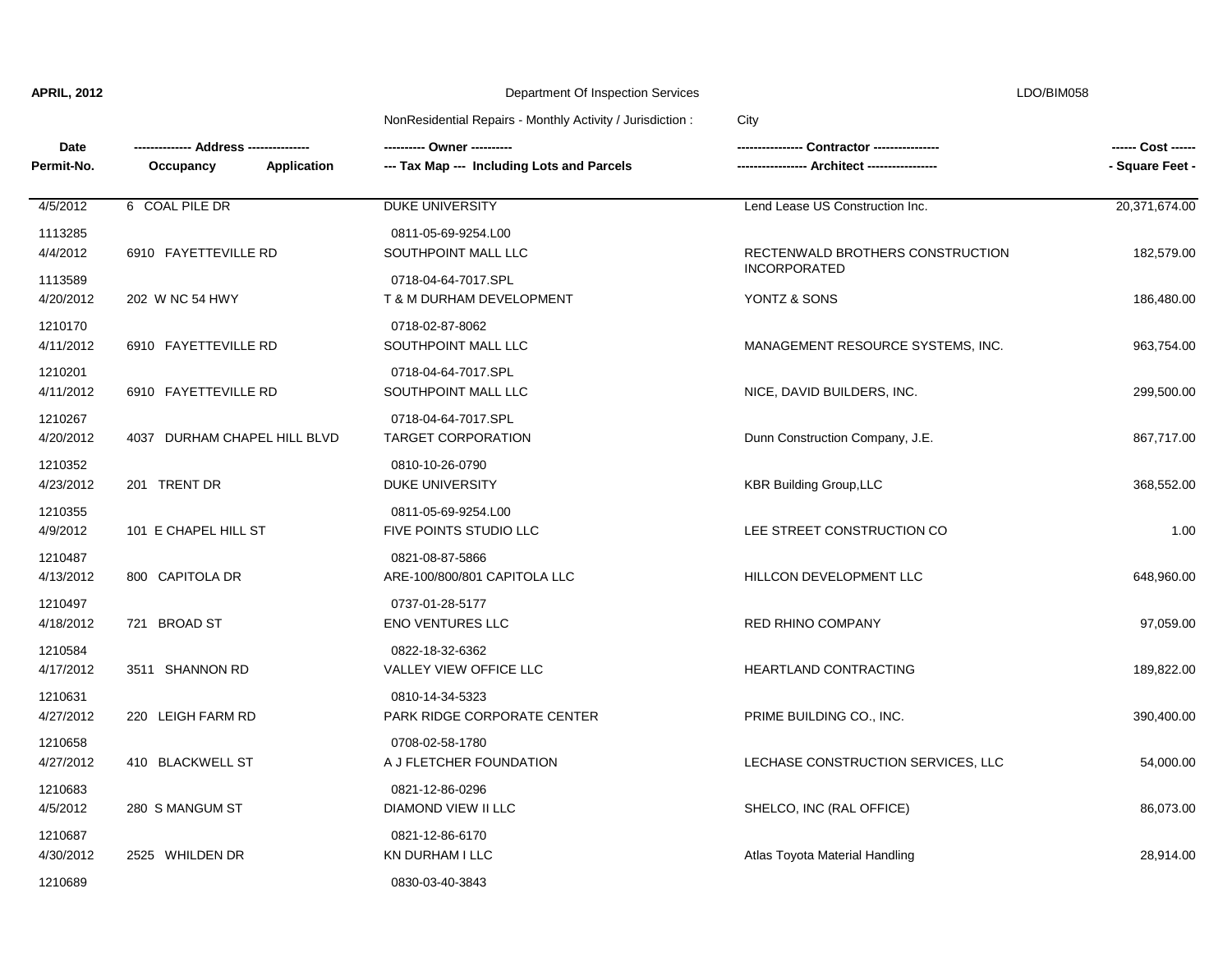APRIL, 2012 Department Of Inspection Services LDO/BIM058

NonResidential Repairs - Monthly Activity / Jurisdiction : City

| Date / Permit-No. | Address / Occupancy / Application | Owner / Tax Map --- Including Lots and Parcels | Contractor / Architect | Cost / Square Feet |
|---|---|---|---|---|
| 4/5/2012<br>1113285 | 6 COAL PILE DR | DUKE UNIVERSITY<br>0811-05-69-9254.L00 | Lend Lease US Construction Inc. | 20,371,674.00 |
| 4/4/2012<br>1113589 | 6910 FAYETTEVILLE RD | SOUTHPOINT MALL LLC<br>0718-04-64-7017.SPL | RECTENWALD BROTHERS CONSTRUCTION INCORPORATED | 182,579.00 |
| 4/20/2012<br>1210170 | 202 W NC 54 HWY | T & M DURHAM DEVELOPMENT<br>0718-02-87-8062 | YONTZ & SONS | 186,480.00 |
| 4/11/2012<br>1210201 | 6910 FAYETTEVILLE RD | SOUTHPOINT MALL LLC<br>0718-04-64-7017.SPL | MANAGEMENT RESOURCE SYSTEMS, INC. | 963,754.00 |
| 4/11/2012<br>1210267 | 6910 FAYETTEVILLE RD | SOUTHPOINT MALL LLC<br>0718-04-64-7017.SPL | NICE, DAVID BUILDERS, INC. | 299,500.00 |
| 4/20/2012<br>1210352 | 4037 DURHAM CHAPEL HILL BLVD | TARGET CORPORATION<br>0810-10-26-0790 | Dunn Construction Company, J.E. | 867,717.00 |
| 4/23/2012<br>1210355 | 201 TRENT DR | DUKE UNIVERSITY<br>0811-05-69-9254.L00 | KBR Building Group,LLC | 368,552.00 |
| 4/9/2012<br>1210487 | 101 E CHAPEL HILL ST | FIVE POINTS STUDIO LLC<br>0821-08-87-5866 | LEE STREET CONSTRUCTION CO | 1.00 |
| 4/13/2012<br>1210497 | 800 CAPITOLA DR | ARE-100/800/801 CAPITOLA LLC<br>0737-01-28-5177 | HILLCON DEVELOPMENT LLC | 648,960.00 |
| 4/18/2012<br>1210584 | 721 BROAD ST | ENO VENTURES LLC<br>0822-18-32-6362 | RED RHINO COMPANY | 97,059.00 |
| 4/17/2012<br>1210631 | 3511 SHANNON RD | VALLEY VIEW OFFICE LLC<br>0810-14-34-5323 | HEARTLAND CONTRACTING | 189,822.00 |
| 4/27/2012<br>1210658 | 220 LEIGH FARM RD | PARK RIDGE CORPORATE CENTER<br>0708-02-58-1780 | PRIME BUILDING CO., INC. | 390,400.00 |
| 4/27/2012<br>1210683 | 410 BLACKWELL ST | A J FLETCHER FOUNDATION<br>0821-12-86-0296 | LECHASE CONSTRUCTION SERVICES, LLC | 54,000.00 |
| 4/5/2012<br>1210687 | 280 S MANGUM ST | DIAMOND VIEW II LLC<br>0821-12-86-6170 | SHELCO, INC (RAL OFFICE) | 86,073.00 |
| 4/30/2012<br>1210689 | 2525 WHILDEN DR | KN DURHAM I LLC<br>0830-03-40-3843 | Atlas Toyota Material Handling | 28,914.00 |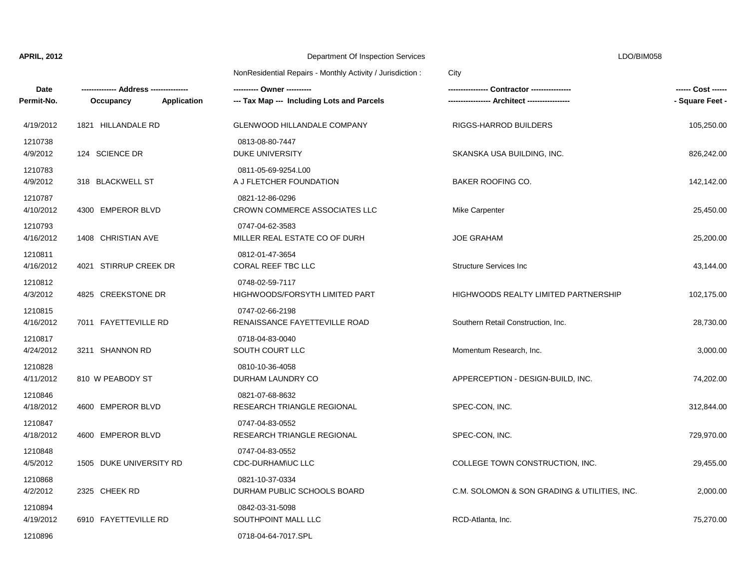APRIL, 2012 Department Of Inspection Services LDO/BIM058

NonResidential Repairs - Monthly Activity / Jurisdiction : City

| Date / Permit-No. | Address / Occupancy / Application | Owner / Tax Map --- Including Lots and Parcels | Contractor / Architect | Cost / Square Feet |
|---|---|---|---|---|
| 4/19/2012 / 1210738 | 1821 HILLANDALE RD | GLENWOOD HILLANDALE COMPANY / 0813-08-80-7447 | RIGGS-HARROD BUILDERS | 105,250.00 |
| 4/9/2012 / 1210783 | 124 SCIENCE DR | DUKE UNIVERSITY / 0811-05-69-9254.L00 | SKANSKA USA BUILDING, INC. | 826,242.00 |
| 4/9/2012 / 1210787 | 318 BLACKWELL ST | A J FLETCHER FOUNDATION / 0821-12-86-0296 | BAKER ROOFING CO. | 142,142.00 |
| 4/10/2012 / 1210793 | 4300 EMPEROR BLVD | CROWN COMMERCE ASSOCIATES LLC / 0747-04-62-3583 | Mike Carpenter | 25,450.00 |
| 4/16/2012 / 1210811 | 1408 CHRISTIAN AVE | MILLER REAL ESTATE CO OF DURH / 0812-01-47-3654 | JOE GRAHAM | 25,200.00 |
| 4/16/2012 / 1210812 | 4021 STIRRUP CREEK DR | CORAL REEF TBC LLC / 0748-02-59-7117 | Structure Services Inc | 43,144.00 |
| 4/3/2012 / 1210815 | 4825 CREEKSTONE DR | HIGHWOODS/FORSYTH LIMITED PART / 0747-02-66-2198 | HIGHWOODS REALTY LIMITED PARTNERSHIP | 102,175.00 |
| 4/16/2012 / 1210817 | 7011 FAYETTEVILLE RD | RENAISSANCE FAYETTEVILLE ROAD / 0718-04-83-0040 | Southern Retail Construction, Inc. | 28,730.00 |
| 4/24/2012 / 1210828 | 3211 SHANNON RD | SOUTH COURT LLC / 0810-10-36-4058 | Momentum Research, Inc. | 3,000.00 |
| 4/11/2012 / 1210846 | 810 W PEABODY ST | DURHAM LAUNDRY CO / 0821-07-68-8632 | APPERCEPTION - DESIGN-BUILD, INC. | 74,202.00 |
| 4/18/2012 / 1210847 | 4600 EMPEROR BLVD | RESEARCH TRIANGLE REGIONAL / 0747-04-83-0552 | SPEC-CON, INC. | 312,844.00 |
| 4/18/2012 / 1210848 | 4600 EMPEROR BLVD | RESEARCH TRIANGLE REGIONAL / 0747-04-83-0552 | SPEC-CON, INC. | 729,970.00 |
| 4/5/2012 / 1210868 | 1505 DUKE UNIVERSITY RD | CDC-DURHAM\UC LLC / 0821-10-37-0334 | COLLEGE TOWN CONSTRUCTION, INC. | 29,455.00 |
| 4/2/2012 / 1210894 | 2325 CHEEK RD | DURHAM PUBLIC SCHOOLS BOARD / 0842-03-31-5098 | C.M. SOLOMON & SON GRADING & UTILITIES, INC. | 2,000.00 |
| 4/19/2012 / 1210896 | 6910 FAYETTEVILLE RD | SOUTHPOINT MALL LLC / 0718-04-64-7017.SPL | RCD-Atlanta, Inc. | 75,270.00 |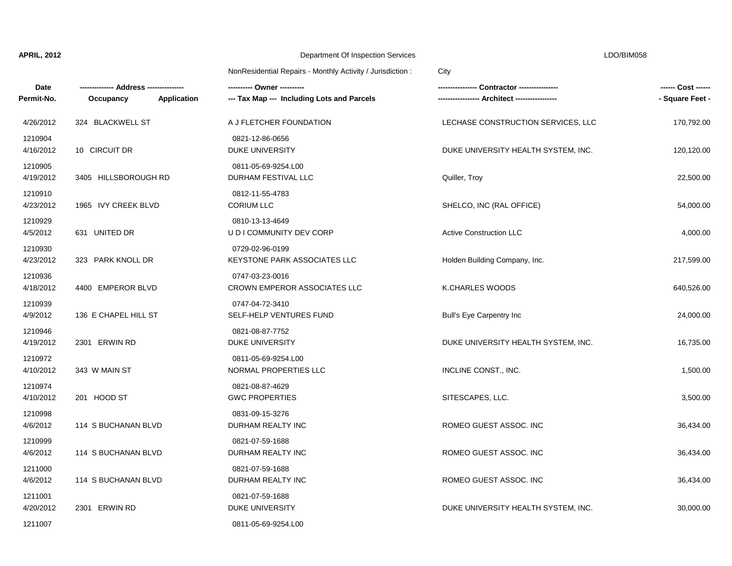**APRIL, 2012** — Department Of Inspection Services — LDO/BIM058

NonResidential Repairs - Monthly Activity / Jurisdiction : City

| Date / Permit-No. | Address / Occupancy / Application | Owner / Tax Map (Including Lots and Parcels) | Contractor / Architect | Cost / Square Feet |
|---|---|---|---|---|
| 4/26/2012 / 1210904 | 324 BLACKWELL ST | A J FLETCHER FOUNDATION / 0821-12-86-0656 | LECHASE CONSTRUCTION SERVICES, LLC | 170,792.00 |
| 4/16/2012 / 1210905 | 10 CIRCUIT DR | DUKE UNIVERSITY / 0811-05-69-9254.L00 | DUKE UNIVERSITY HEALTH SYSTEM, INC. | 120,120.00 |
| 4/19/2012 / 1210910 | 3405 HILLSBOROUGH RD | DURHAM FESTIVAL LLC / 0812-11-55-4783 | Quiller, Troy | 22,500.00 |
| 4/23/2012 / 1210929 | 1965 IVY CREEK BLVD | CORIUM LLC / 0810-13-13-4649 | SHELCO, INC (RAL OFFICE) | 54,000.00 |
| 4/5/2012 / 1210930 | 631 UNITED DR | U D I COMMUNITY DEV CORP / 0729-02-96-0199 | Active Construction LLC | 4,000.00 |
| 4/23/2012 / 1210936 | 323 PARK KNOLL DR | KEYSTONE PARK ASSOCIATES LLC / 0747-03-23-0016 | Holden Building Company, Inc. | 217,599.00 |
| 4/18/2012 / 1210939 | 4400 EMPEROR BLVD | CROWN EMPEROR ASSOCIATES LLC / 0747-04-72-3410 | K.CHARLES WOODS | 640,526.00 |
| 4/9/2012 / 1210946 | 136 E CHAPEL HILL ST | SELF-HELP VENTURES FUND / 0821-08-87-7752 | Bull's Eye Carpentry Inc | 24,000.00 |
| 4/19/2012 / 1210972 | 2301 ERWIN RD | DUKE UNIVERSITY / 0811-05-69-9254.L00 | DUKE UNIVERSITY HEALTH SYSTEM, INC. | 16,735.00 |
| 4/10/2012 / 1210974 | 343 W MAIN ST | NORMAL PROPERTIES LLC / 0821-08-87-4629 | INCLINE CONST., INC. | 1,500.00 |
| 4/10/2012 / 1210998 | 201 HOOD ST | GWC PROPERTIES / 0831-09-15-3276 | SITESCAPES, LLC. | 3,500.00 |
| 4/6/2012 / 1210999 | 114 S BUCHANAN BLVD | DURHAM REALTY INC / 0821-07-59-1688 | ROMEO GUEST ASSOC. INC | 36,434.00 |
| 4/6/2012 / 1211000 | 114 S BUCHANAN BLVD | DURHAM REALTY INC / 0821-07-59-1688 | ROMEO GUEST ASSOC. INC | 36,434.00 |
| 4/6/2012 / 1211001 | 114 S BUCHANAN BLVD | DURHAM REALTY INC / 0821-07-59-1688 | ROMEO GUEST ASSOC. INC | 36,434.00 |
| 4/20/2012 / 1211007 | 2301 ERWIN RD | DUKE UNIVERSITY / 0811-05-69-9254.L00 | DUKE UNIVERSITY HEALTH SYSTEM, INC. | 30,000.00 |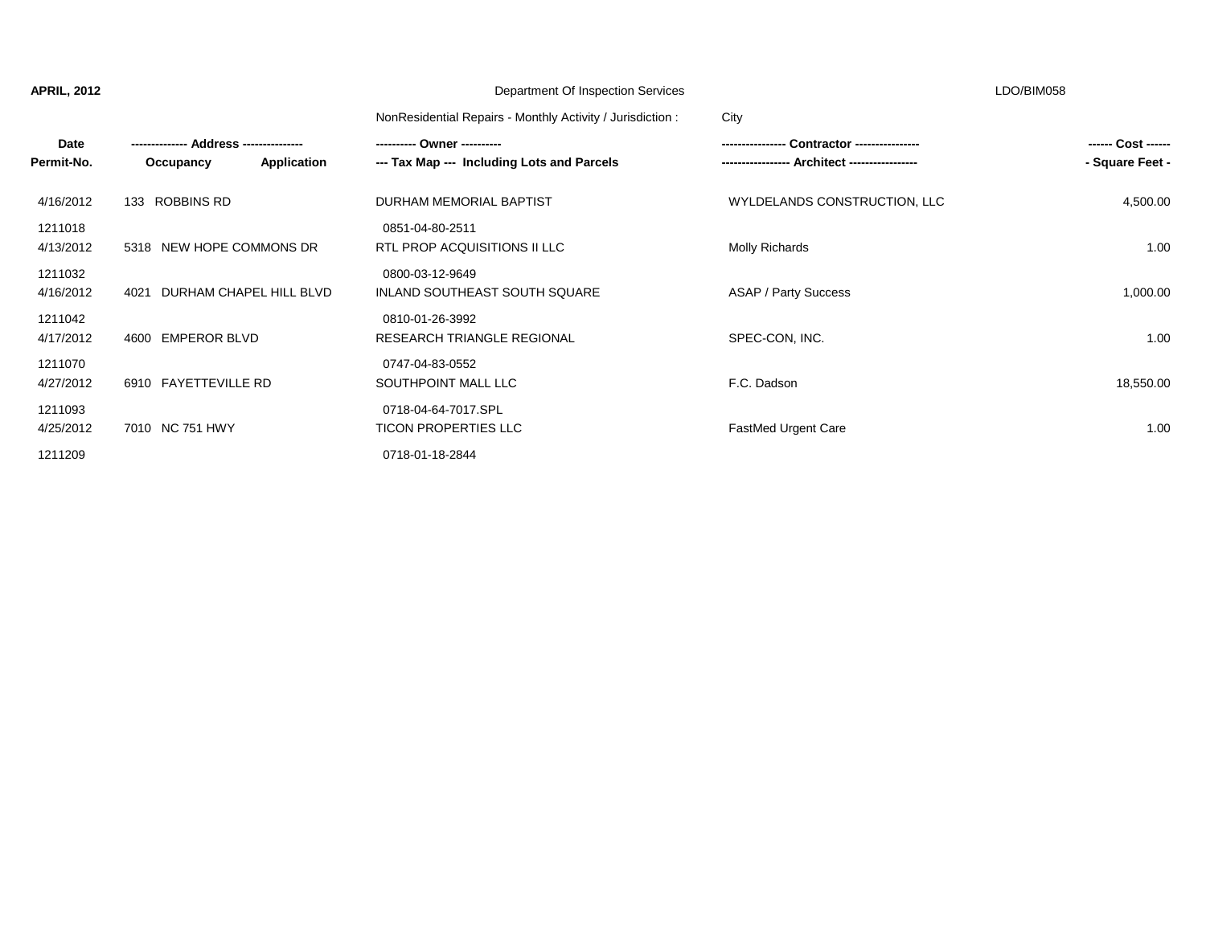**APRIL, 2012** Department Of Inspection Services LDO/BIM058

NonResidential Repairs - Monthly Activity / Jurisdiction : City

| Date<br>Permit-No. | -------------- Address ---------------<br>Occupancy Application | ---------- Owner ----------<br>--- Tax Map --- Including Lots and Parcels | ---------------- Contractor ----------------<br>----------------- Architect ----------------- | ------ Cost ------<br>- Square Feet - |
|---|---|---|---|---|
| 4/16/2012<br>1211018 | 133 ROBBINS RD | DURHAM MEMORIAL BAPTIST<br>0851-04-80-2511 | WYLDELANDS CONSTRUCTION, LLC | 4,500.00 |
| 4/13/2012<br>1211032 | 5318 NEW HOPE COMMONS DR | RTL PROP ACQUISITIONS II LLC<br>0800-03-12-9649 | Molly Richards | 1.00 |
| 4/16/2012<br>1211042 | 4021 DURHAM CHAPEL HILL BLVD | INLAND SOUTHEAST SOUTH SQUARE<br>0810-01-26-3992 | ASAP / Party Success | 1,000.00 |
| 4/17/2012<br>1211070 | 4600 EMPEROR BLVD | RESEARCH TRIANGLE REGIONAL<br>0747-04-83-0552 | SPEC-CON, INC. | 1.00 |
| 4/27/2012<br>1211093 | 6910 FAYETTEVILLE RD | SOUTHPOINT MALL LLC<br>0718-04-64-7017.SPL | F.C. Dadson | 18,550.00 |
| 4/25/2012<br>1211209 | 7010 NC 751 HWY | TICON PROPERTIES LLC<br>0718-01-18-2844 | FastMed Urgent Care | 1.00 |